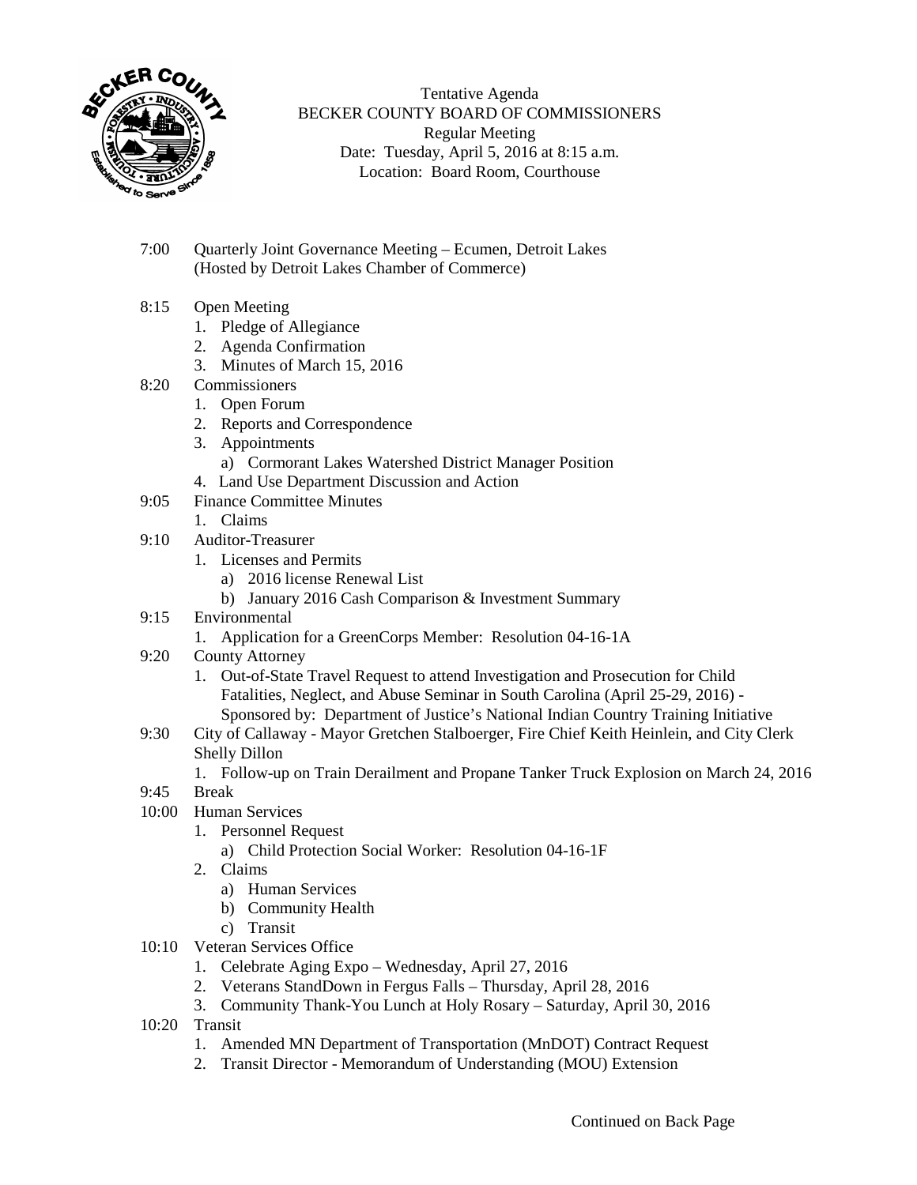Tentative Agenda
BECKER COUNTY BOARD OF COMMISSIONERS
Regular Meeting
Date: Tuesday, April 5, 2016 at 8:15 a.m.
Location: Board Room, Courthouse

7:00 Quarterly Joint Governance Meeting – Ecumen, Detroit Lakes
(Hosted by Detroit Lakes Chamber of Commerce)

8:15 Open Meeting
1. Pledge of Allegiance
2. Agenda Confirmation
3. Minutes of March 15, 2016

8:20 Commissioners
1. Open Forum
2. Reports and Correspondence
3. Appointments
   a) Cormorant Lakes Watershed District Manager Position
4. Land Use Department Discussion and Action

9:05 Finance Committee Minutes
1. Claims

9:10 Auditor-Treasurer
1. Licenses and Permits
   a) 2016 license Renewal List
   b) January 2016 Cash Comparison & Investment Summary

9:15 Environmental
1. Application for a GreenCorps Member: Resolution 04-16-1A

9:20 County Attorney
1. Out-of-State Travel Request to attend Investigation and Prosecution for Child Fatalities, Neglect, and Abuse Seminar in South Carolina (April 25-29, 2016) - Sponsored by: Department of Justice's National Indian Country Training Initiative

9:30 City of Callaway - Mayor Gretchen Stalboerger, Fire Chief Keith Heinlein, and City Clerk Shelly Dillon
1. Follow-up on Train Derailment and Propane Tanker Truck Explosion on March 24, 2016

9:45 Break

10:00 Human Services
1. Personnel Request
   a) Child Protection Social Worker: Resolution 04-16-1F
2. Claims
   a) Human Services
   b) Community Health
   c) Transit

10:10 Veteran Services Office
1. Celebrate Aging Expo – Wednesday, April 27, 2016
2. Veterans StandDown in Fergus Falls – Thursday, April 28, 2016
3. Community Thank-You Lunch at Holy Rosary – Saturday, April 30, 2016

10:20 Transit
1. Amended MN Department of Transportation (MnDOT) Contract Request
2. Transit Director - Memorandum of Understanding (MOU) Extension

Continued on Back Page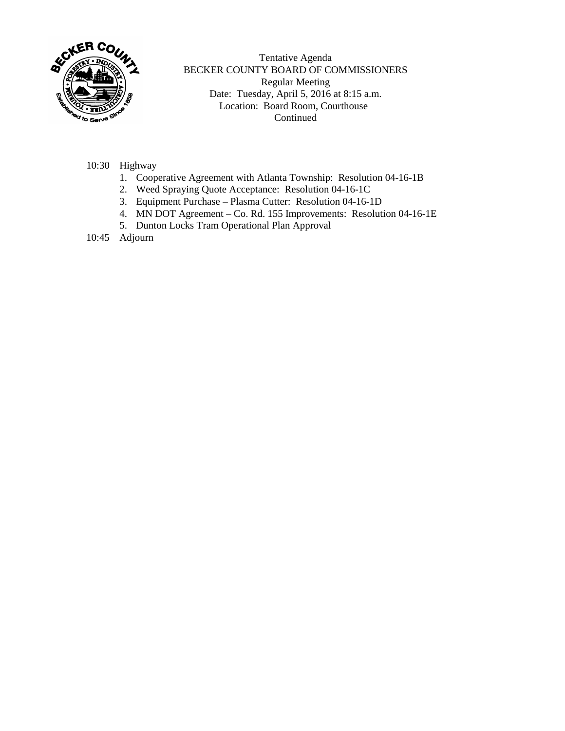Tentative Agenda
BECKER COUNTY BOARD OF COMMISSIONERS
Regular Meeting
Date: Tuesday, April 5, 2016 at 8:15 a.m.
Location: Board Room, Courthouse
Continued

10:30 Highway

1. Cooperative Agreement with Atlanta Township: Resolution 04-16-1B
2. Weed Spraying Quote Acceptance: Resolution 04-16-1C
3. Equipment Purchase – Plasma Cutter: Resolution 04-16-1D
4. MN DOT Agreement – Co. Rd. 155 Improvements: Resolution 04-16-1E
5. Dunton Locks Tram Operational Plan Approval

10:45 Adjourn